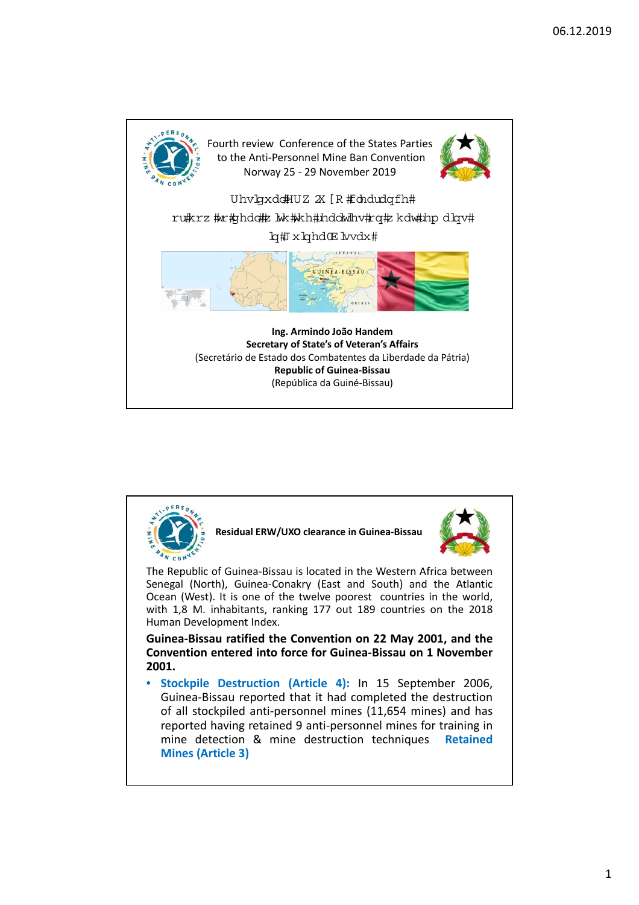Fourth review Conference of the States Parties to the Anti-Personnel Mine Ban Convention
Norway 25 - 29 November 2019

Uhvlgxdd#HUZ 2X[R#fohdudqfh#
ru#krz#wr#ghdo#z lwk#wkh#uhdo#wkuhdw#rq#z kdw#hp dlqv#
lq#Jxlqhd0Elvvdx#

**Ing. Armindo João Handem**
**Secretary of State's of Veteran's Affairs**
(Secretário de Estado dos Combatentes da Liberdade da Pátria)
**Republic of Guinea-Bissau**
(República da Guiné-Bissau)

---

**Residual ERW/UXO clearance in Guinea-Bissau**

The Republic of Guinea-Bissau is located in the Western Africa between Senegal (North), Guinea-Conakry (East and South) and the Atlantic Ocean (West). It is one of the twelve poorest countries in the world, with 1,8 M. inhabitants, ranking 177 out 189 countries on the 2018 Human Development Index.

**Guinea-Bissau ratified the Convention on 22 May 2001, and the Convention entered into force for Guinea-Bissau on 1 November 2001.**

- **Stockpile Destruction (Article 4):** In 15 September 2006, Guinea-Bissau reported that it had completed the destruction of all stockpiled anti-personnel mines (11,654 mines) and has reported having retained 9 anti-personnel mines for training in mine detection & mine destruction techniques **Retained Mines (Article 3)**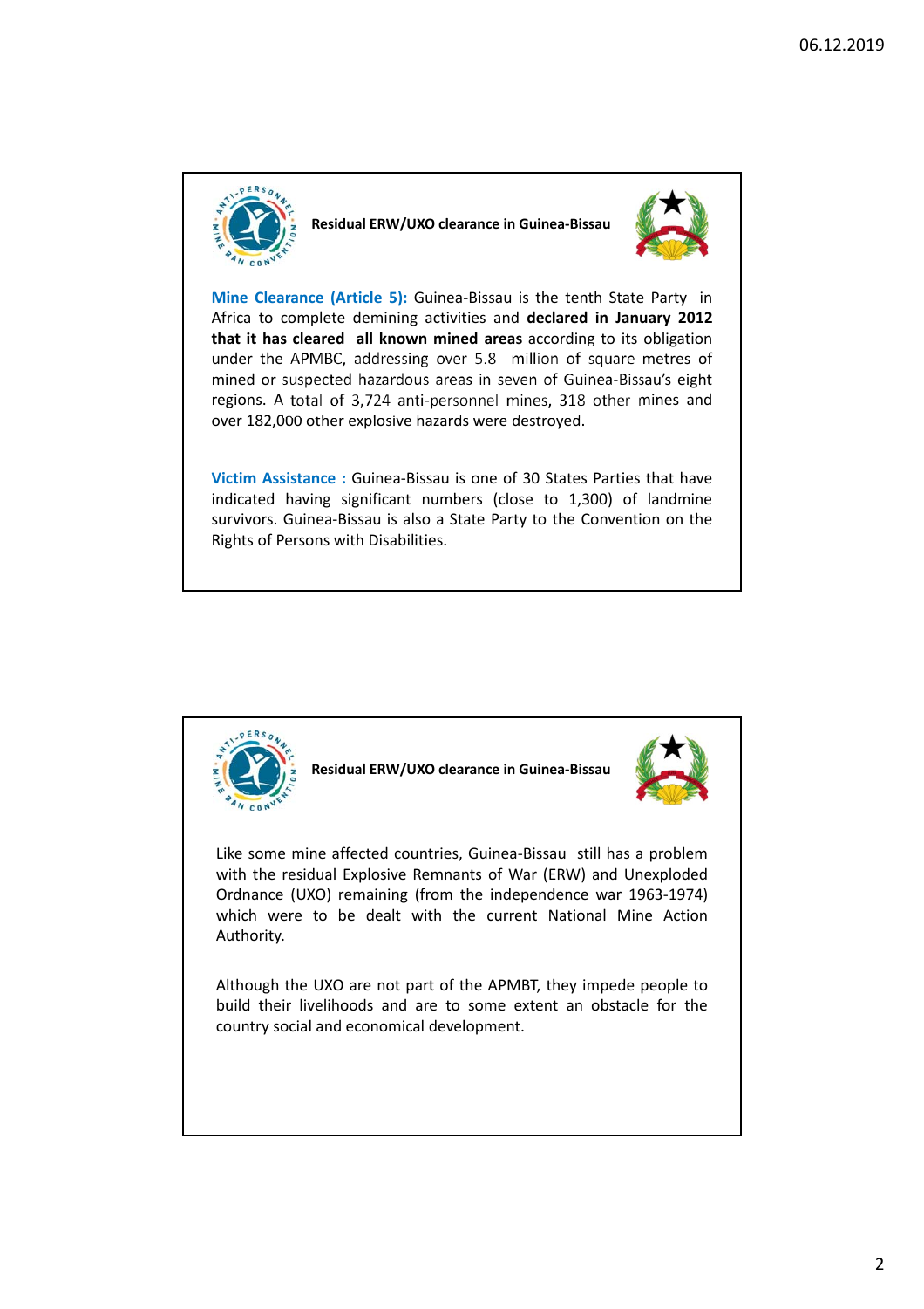## Residual ERW/UXO clearance in Guinea-Bissau

**Mine Clearance (Article 5):** Guinea-Bissau is the tenth State Party in Africa to complete demining activities and **declared in January 2012 that it has cleared all known mined areas** according to its obligation under the APMBC, addressing over 5.8 million of square metres of mined or suspected hazardous areas in seven of Guinea-Bissau's eight regions. A total of 3,724 anti-personnel mines, 318 other mines and over 182,000 other explosive hazards were destroyed.

**Victim Assistance :** Guinea-Bissau is one of 30 States Parties that have indicated having significant numbers (close to 1,300) of landmine survivors. Guinea-Bissau is also a State Party to the Convention on the Rights of Persons with Disabilities.

## Residual ERW/UXO clearance in Guinea-Bissau

Like some mine affected countries, Guinea-Bissau still has a problem with the residual Explosive Remnants of War (ERW) and Unexploded Ordnance (UXO) remaining (from the independence war 1963-1974) which were to be dealt with the current National Mine Action Authority.

Although the UXO are not part of the APMBT, they impede people to build their livelihoods and are to some extent an obstacle for the country social and economical development.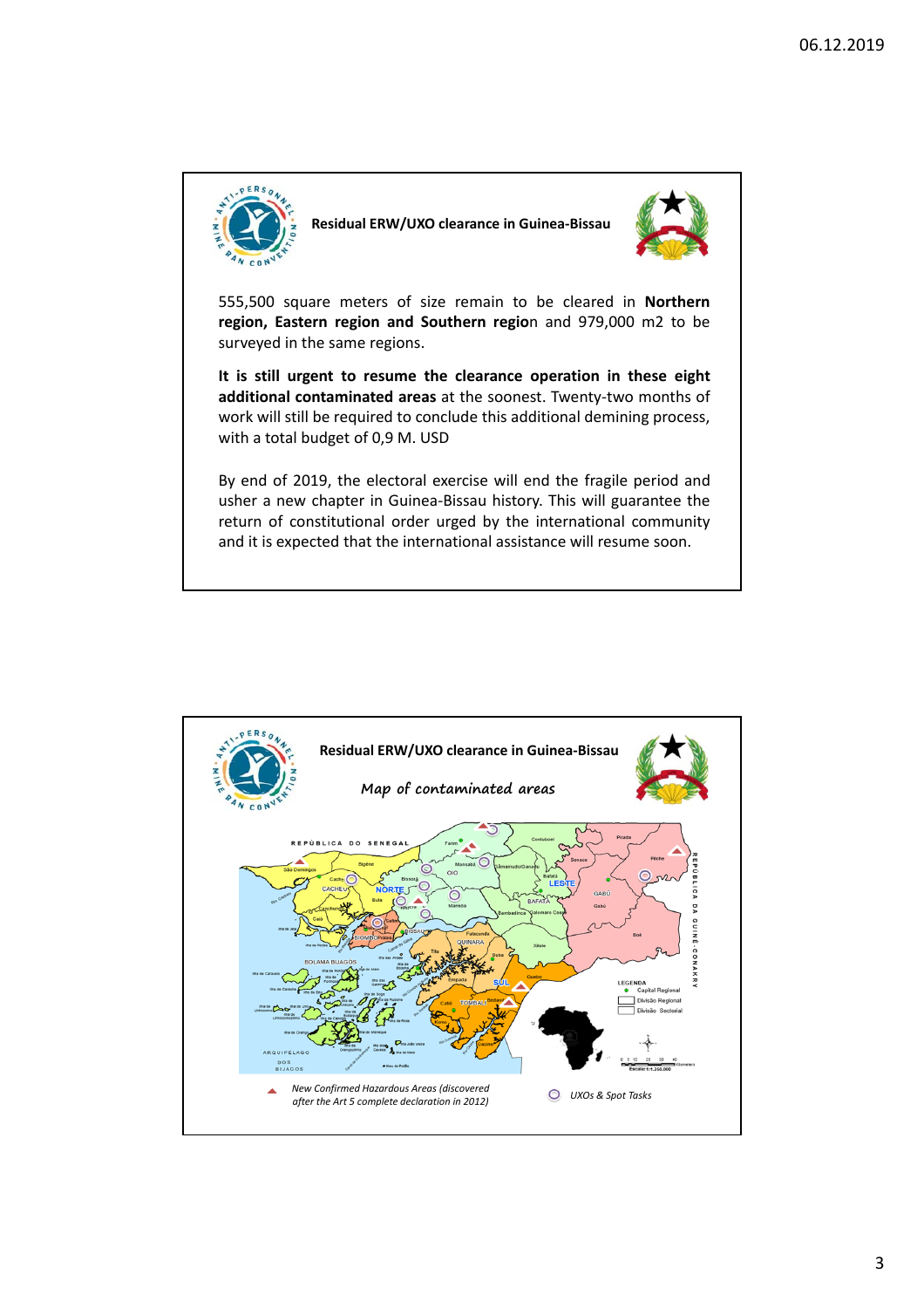## Residual ERW/UXO clearance in Guinea-Bissau

555,500 square meters of size remain to be cleared in **Northern region, Eastern region and Southern regio**n and 979,000 m2 to be surveyed in the same regions.

**It is still urgent to resume the clearance operation in these eight additional contaminated areas** at the soonest. Twenty-two months of work will still be required to conclude this additional demining process, with a total budget of 0,9 M. USD

By end of 2019, the electoral exercise will end the fragile period and usher a new chapter in Guinea-Bissau history. This will guarantee the return of constitutional order urged by the international community and it is expected that the international assistance will resume soon.

## Residual ERW/UXO clearance in Guinea-Bissau

*Map of contaminated areas*

*New Confirmed Hazardous Areas (discovered after the Art 5 complete declaration in 2012)*

*UXOs & Spot Tasks*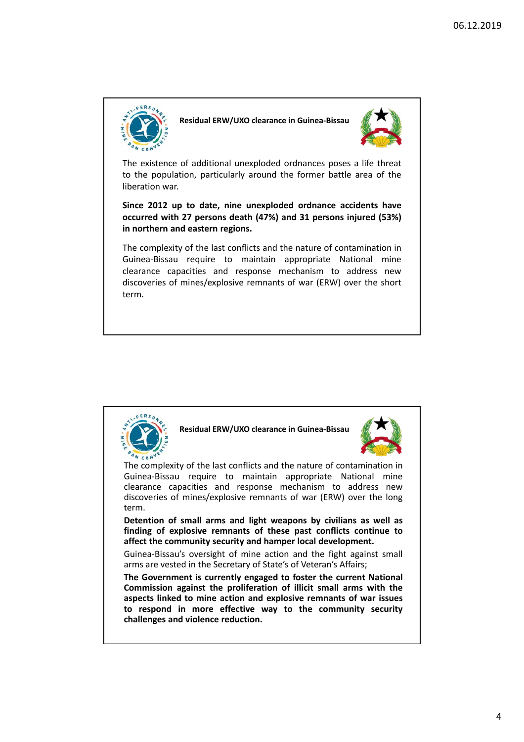## Residual ERW/UXO clearance in Guinea-Bissau

The existence of additional unexploded ordnances poses a life threat to the population, particularly around the former battle area of the liberation war.

**Since 2012 up to date, nine unexploded ordnance accidents have occurred with 27 persons death (47%) and 31 persons injured (53%) in northern and eastern regions.**

The complexity of the last conflicts and the nature of contamination in Guinea-Bissau require to maintain appropriate National mine clearance capacities and response mechanism to address new discoveries of mines/explosive remnants of war (ERW) over the short term.

## Residual ERW/UXO clearance in Guinea-Bissau

The complexity of the last conflicts and the nature of contamination in Guinea-Bissau require to maintain appropriate National mine clearance capacities and response mechanism to address new discoveries of mines/explosive remnants of war (ERW) over the long term.

**Detention of small arms and light weapons by civilians as well as finding of explosive remnants of these past conflicts continue to affect the community security and hamper local development.**

Guinea-Bissau's oversight of mine action and the fight against small arms are vested in the Secretary of State's of Veteran's Affairs;

**The Government is currently engaged to foster the current National Commission against the proliferation of illicit small arms with the aspects linked to mine action and explosive remnants of war issues to respond in more effective way to the community security challenges and violence reduction.**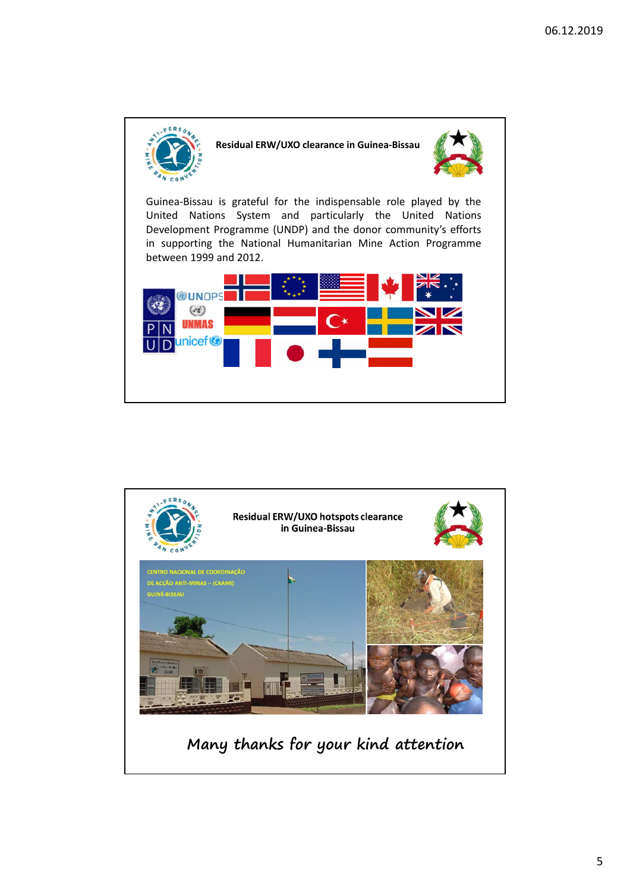## Residual ERW/UXO clearance in Guinea-Bissau

Guinea-Bissau is grateful for the indispensable role played by the United Nations System and particularly the United Nations Development Programme (UNDP) and the donor community's efforts in supporting the National Humanitarian Mine Action Programme between 1999 and 2012.

## Residual ERW/UXO hotspots clearance in Guinea-Bissau

*Many thanks for your kind attention*